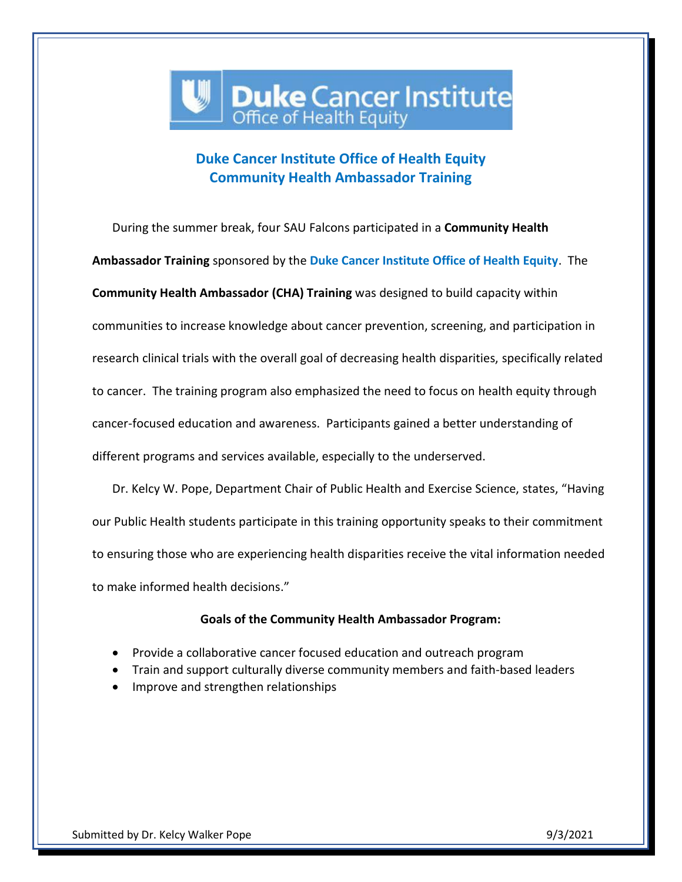# Duke Cancer Institute Office of Health Equity
# Community Health Ambassador Training

During the summer break, four SAU Falcons participated in a **Community Health Ambassador Training** sponsored by the **Duke Cancer Institute Office of Health Equity**. The **Community Health Ambassador (CHA) Training** was designed to build capacity within communities to increase knowledge about cancer prevention, screening, and participation in research clinical trials with the overall goal of decreasing health disparities, specifically related to cancer. The training program also emphasized the need to focus on health equity through cancer-focused education and awareness. Participants gained a better understanding of different programs and services available, especially to the underserved.

Dr. Kelcy W. Pope, Department Chair of Public Health and Exercise Science, states, "Having our Public Health students participate in this training opportunity speaks to their commitment to ensuring those who are experiencing health disparities receive the vital information needed to make informed health decisions."

**Goals of the Community Health Ambassador Program:**

- Provide a collaborative cancer focused education and outreach program
- Train and support culturally diverse community members and faith-based leaders
- Improve and strengthen relationships

Submitted by Dr. Kelcy Walker Pope 9/3/2021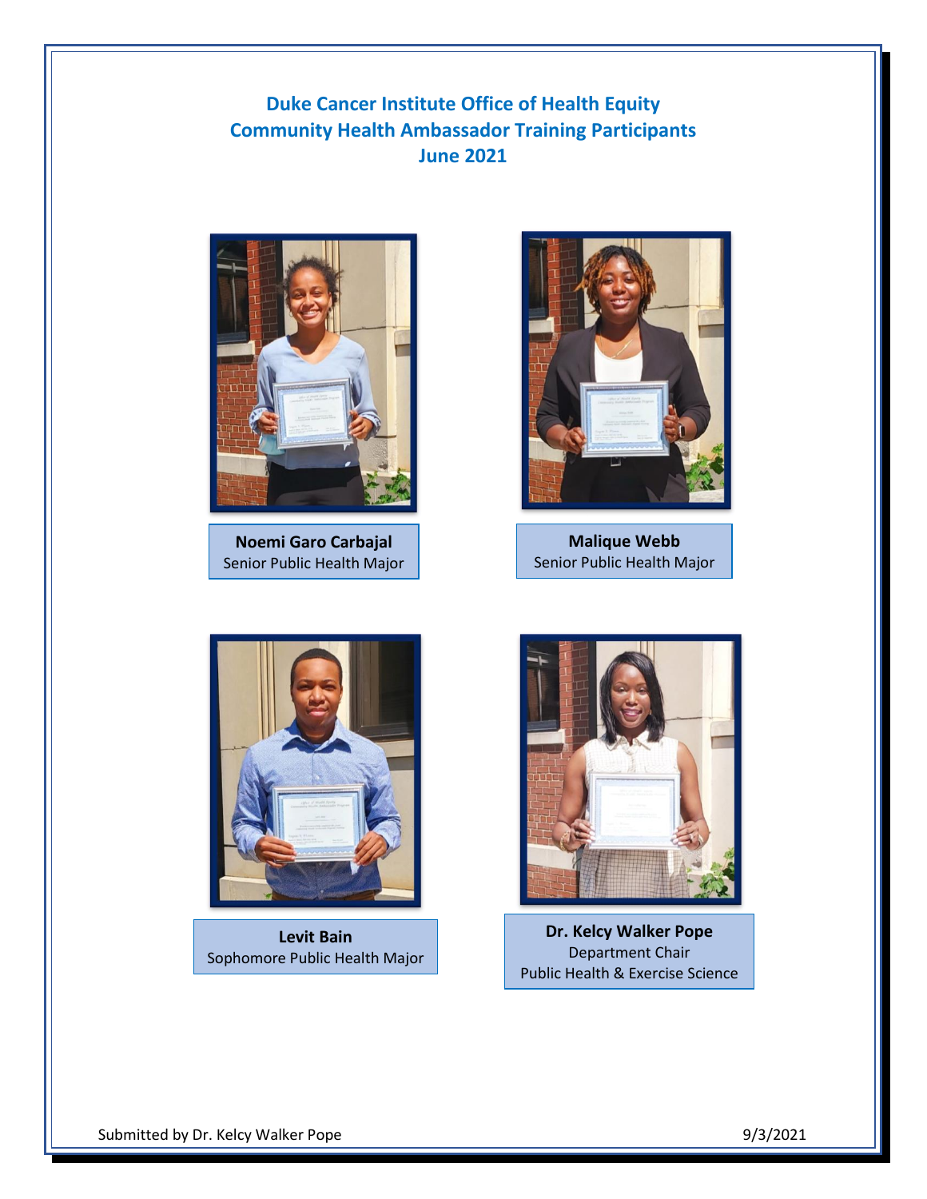# Duke Cancer Institute Office of Health Equity
# Community Health Ambassador Training Participants
# June 2021

**Noemi Garo Carbajal**
Senior Public Health Major

**Malique Webb**
Senior Public Health Major

**Levit Bain**
Sophomore Public Health Major

**Dr. Kelcy Walker Pope**
Department Chair
Public Health & Exercise Science

Submitted by Dr. Kelcy Walker Pope 9/3/2021